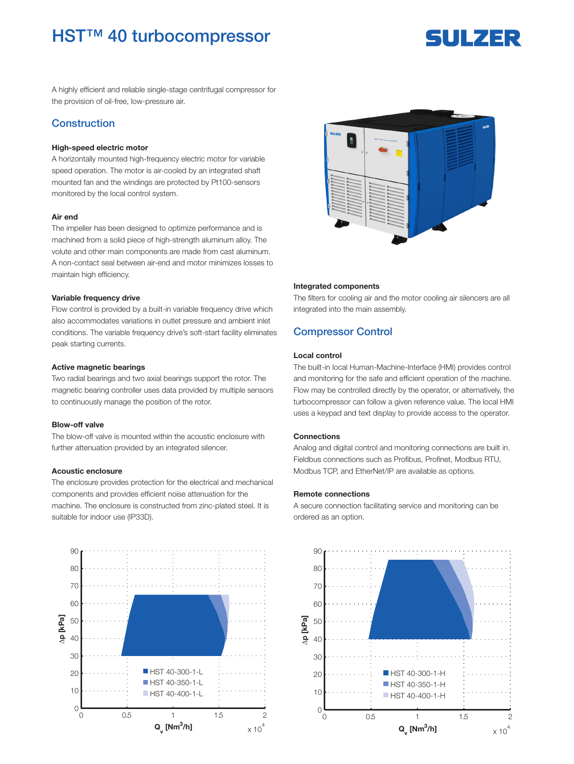# HST™ 40 turbocompressor

SULZER

A highly efficient and reliable single-stage centrifugal compressor for the provision of oil-free, low-pressure air.

## Construction

### High-speed electric motor

A horizontally mounted high-frequency electric motor for variable speed operation. The motor is air-cooled by an integrated shaft mounted fan and the windings are protected by Pt100-sensors monitored by the local control system.

### Air end

The impeller has been designed to optimize performance and is machined from a solid piece of high-strength aluminum alloy. The volute and other main components are made from cast aluminum. A non-contact seal between air-end and motor minimizes losses to maintain high efficiency.

### Variable frequency drive

Flow control is provided by a built-in variable frequency drive which also accommodates variations in outlet pressure and ambient inlet conditions. The variable frequency drive's soft-start facility eliminates peak starting currents.

### Active magnetic bearings

Two radial bearings and two axial bearings support the rotor. The magnetic bearing controller uses data provided by multiple sensors to continuously manage the position of the rotor.

### Blow-off valve

The blow-off valve is mounted within the acoustic enclosure with further attenuation provided by an integrated silencer.

### Acoustic enclosure

The enclosure provides protection for the electrical and mechanical components and provides efficient noise attenuation for the machine. The enclosure is constructed from zinc-plated steel. It is suitable for indoor use (IP33D).

### Integrated components

The filters for cooling air and the motor cooling air silencers are all integrated into the main assembly.

## Compressor Control

### Local control

The built-in local Human-Machine-Interface (HMI) provides control and monitoring for the safe and efficient operation of the machine. Flow may be controlled directly by the operator, or alternatively, the turbocompressor can follow a given reference value. The local HMI uses a keypad and text display to provide access to the operator.

### Connections

Analog and digital control and monitoring connections are built in. Fieldbus connections such as Profibus, Profinet, Modbus RTU, Modbus TCP, and EtherNet/IP are available as options.

### Remote connections

A secure connection facilitating service and monitoring can be ordered as an option.

Δp [kPa] vs. $Q_v$ [Nm³/h] (x $10^4$)

- HST 40-300-1-L
- HST 40-350-1-L
- HST 40-400-1-L

Δp [kPa] vs. $Q_v$ [Nm³/h] (x $10^4$)

- HST 40-300-1-H
- HST 40-350-1-H
- HST 40-400-1-H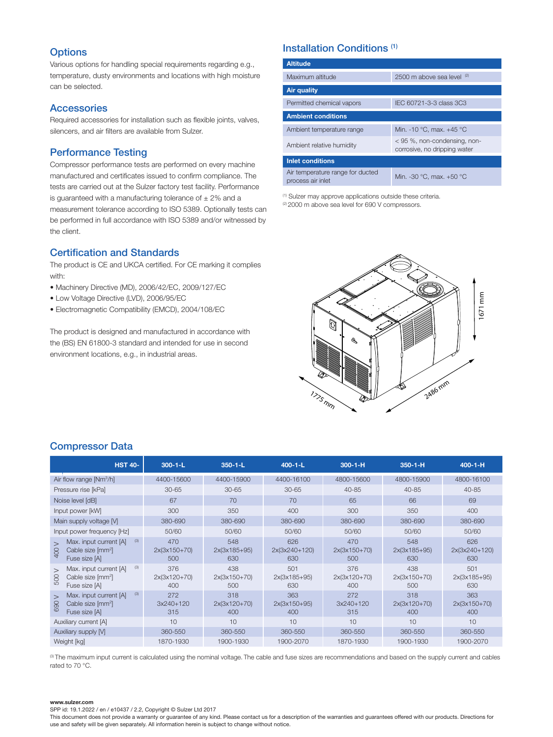## Options

Various options for handling special requirements regarding e.g., temperature, dusty environments and locations with high moisture can be selected.

## Accessories

Required accessories for installation such as flexible joints, valves, silencers, and air filters are available from Sulzer.

## Performance Testing

Compressor performance tests are performed on every machine manufactured and certificates issued to confirm compliance. The tests are carried out at the Sulzer factory test facility. Performance is guaranteed with a manufacturing tolerance of ± 2% and a measurement tolerance according to ISO 5389. Optionally tests can be performed in full accordance with ISO 5389 and/or witnessed by the client.

## Certification and Standards

The product is CE and UKCA certified. For CE marking it complies with:

- Machinery Directive (MD), 2006/42/EC, 2009/127/EC
- Low Voltage Directive (LVD), 2006/95/EC
- Electromagnetic Compatibility (EMCD), 2004/108/EC

The product is designed and manufactured in accordance with the (BS) EN 61800-3 standard and intended for use in second environment locations, e.g., in industrial areas.

## Installation Conditions [1]

| | |
|---|---|
| **Altitude** | |
| Maximum altitude | 2500 m above sea level [2] |
| **Air quality** | |
| Permitted chemical vapors | IEC 60721-3-3 class 3C3 |
| **Ambient conditions** | |
| Ambient temperature range | Min. -10 °C, max. +45 °C |
| Ambient relative humidity | < 95 %, non-condensing, non-corrosive, no dripping water |
| **Inlet conditions** | |
| Air temperature range for ducted process air inlet | Min. -30 °C, max. +50 °C |

[1] Sulzer may approve applications outside these criteria.
[2] 2000 m above sea level for 690 V compressors.

1671 mm

1775 mm

2486 mm

## Compressor Data

| HST 40- | | 300-1-L | 350-1-L | 400-1-L | 300-1-H | 350-1-H | 400-1-H |
|---|---|---|---|---|---|---|---|
| Air flow range [Nm³/h] | | 4400-15600 | 4400-15900 | 4400-16100 | 4800-15600 | 4800-15900 | 4800-16100 |
| Pressure rise [kPa] | | 30-65 | 30-65 | 30-65 | 40-85 | 40-85 | 40-85 |
| Noise level [dB] | | 67 | 70 | 70 | 65 | 66 | 69 |
| Input power [kW] | | 300 | 350 | 400 | 300 | 350 | 400 |
| Main supply voltage [V] | | 380-690 | 380-690 | 380-690 | 380-690 | 380-690 | 380-690 |
| Input power frequency [Hz] | | 50/60 | 50/60 | 50/60 | 50/60 | 50/60 | 50/60 |
| 400 V | Max. input current [A] [3] | 470 | 548 | 626 | 470 | 548 | 626 |
| | Cable size [mm²] | 2x(3x150+70) | 2x(3x185+95) | 2x(3x240+120) | 2x(3x150+70) | 2x(3x185+95) | 2x(3x240+120) |
| | Fuse size [A] | 500 | 630 | 630 | 500 | 630 | 630 |
| 500 V | Max. input current [A] [3] | 376 | 438 | 501 | 376 | 438 | 501 |
| | Cable size [mm²] | 2x(3x120+70) | 2x(3x150+70) | 2x(3x185+95) | 2x(3x120+70) | 2x(3x150+70) | 2x(3x185+95) |
| | Fuse size [A] | 400 | 500 | 630 | 400 | 500 | 630 |
| 690 V | Max. input current [A] [3] | 272 | 318 | 363 | 272 | 318 | 363 |
| | Cable size [mm²] | 3x240+120 | 2x(3x120+70) | 2x(3x150+95) | 3x240+120 | 2x(3x120+70) | 2x(3x150+70) |
| | Fuse size [A] | 315 | 400 | 400 | 315 | 400 | 400 |
| Auxiliary current [A] | | 10 | 10 | 10 | 10 | 10 | 10 |
| Auxiliary supply [V] | | 360-550 | 360-550 | 360-550 | 360-550 | 360-550 | 360-550 |
| Weight [kg] | | 1870-1930 | 1900-1930 | 1900-2070 | 1870-1930 | 1900-1930 | 1900-2070 |

[3] The maximum input current is calculated using the nominal voltage. The cable and fuse sizes are recommendations and based on the supply current and cables rated to 70 °C.

**www.sulzer.com**

SPP id: 19.1.2022 / en / e10437 / 2.2, Copyright © Sulzer Ltd 2017

This document does not provide a warranty or guarantee of any kind. Please contact us for a description of the warranties and guarantees offered with our products. Directions for use and safety will be given separately. All information herein is subject to change without notice.